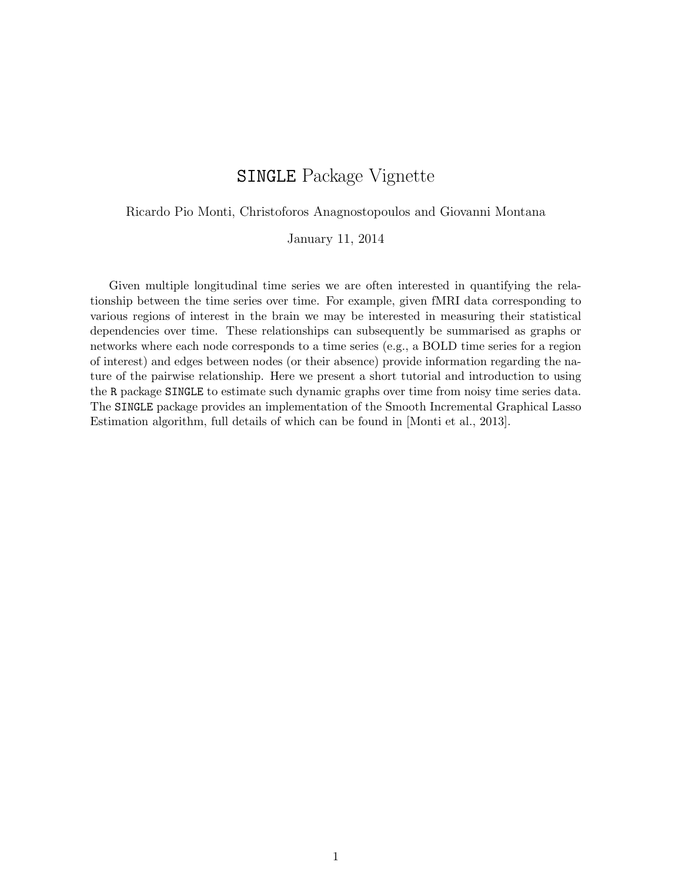# `SINGLE` Package Vignette

Ricardo Pio Monti, Christoforos Anagnostopoulos and Giovanni Montana

January 11, 2014

Given multiple longitudinal time series we are often interested in quantifying the relationship between the time series over time. For example, given fMRI data corresponding to various regions of interest in the brain we may be interested in measuring their statistical dependencies over time. These relationships can subsequently be summarised as graphs or networks where each node corresponds to a time series (e.g., a BOLD time series for a region of interest) and edges between nodes (or their absence) provide information regarding the nature of the pairwise relationship. Here we present a short tutorial and introduction to using the `R` package `SINGLE` to estimate such dynamic graphs over time from noisy time series data. The `SINGLE` package provides an implementation of the Smooth Incremental Graphical Lasso Estimation algorithm, full details of which can be found in [Monti et al., 2013].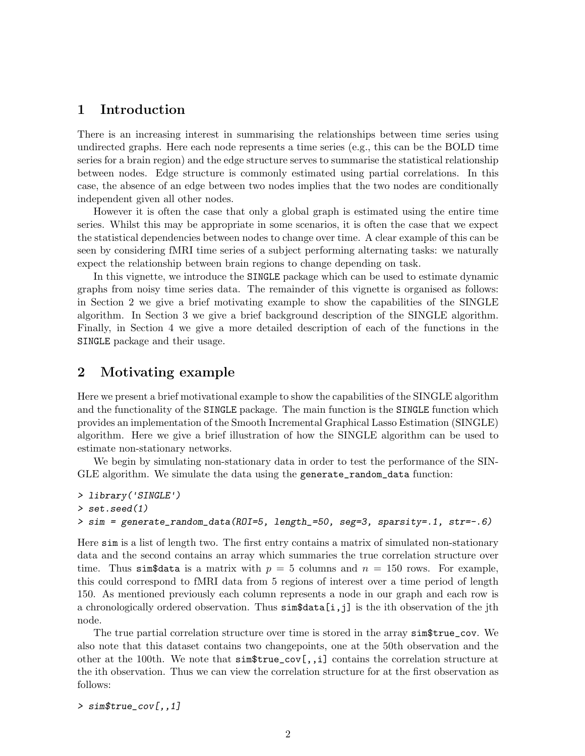# 1 Introduction

There is an increasing interest in summarising the relationships between time series using undirected graphs. Here each node represents a time series (e.g., this can be the BOLD time series for a brain region) and the edge structure serves to summarise the statistical relationship between nodes. Edge structure is commonly estimated using partial correlations. In this case, the absence of an edge between two nodes implies that the two nodes are conditionally independent given all other nodes.

However it is often the case that only a global graph is estimated using the entire time series. Whilst this may be appropriate in some scenarios, it is often the case that we expect the statistical dependencies between nodes to change over time. A clear example of this can be seen by considering fMRI time series of a subject performing alternating tasks: we naturally expect the relationship between brain regions to change depending on task.

In this vignette, we introduce the `SINGLE` package which can be used to estimate dynamic graphs from noisy time series data. The remainder of this vignette is organised as follows: in Section 2 we give a brief motivating example to show the capabilities of the SINGLE algorithm. In Section 3 we give a brief background description of the SINGLE algorithm. Finally, in Section 4 we give a more detailed description of each of the functions in the `SINGLE` package and their usage.

# 2 Motivating example

Here we present a brief motivational example to show the capabilities of the SINGLE algorithm and the functionality of the `SINGLE` package. The main function is the `SINGLE` function which provides an implementation of the Smooth Incremental Graphical Lasso Estimation (SINGLE) algorithm. Here we give a brief illustration of how the SINGLE algorithm can be used to estimate non-stationary networks.

We begin by simulating non-stationary data in order to test the performance of the SINGLE algorithm. We simulate the data using the `generate_random_data` function:

```
> library('SINGLE')
> set.seed(1)
> sim = generate_random_data(ROI=5, length_=50, seg=3, sparsity=.1, str=-.6)
```

Here `sim` is a list of length two. The first entry contains a matrix of simulated non-stationary data and the second contains an array which summaries the true correlation structure over time. Thus `sim$data` is a matrix with $p = 5$ columns and $n = 150$ rows. For example, this could correspond to fMRI data from 5 regions of interest over a time period of length 150. As mentioned previously each column represents a node in our graph and each row is a chronologically ordered observation. Thus `sim$data[i,j]` is the ith observation of the jth node.

The true partial correlation structure over time is stored in the array `sim$true_cov`. We also note that this dataset contains two changepoints, one at the 50th observation and the other at the 100th. We note that `sim$true_cov[,,i]` contains the correlation structure at the ith observation. Thus we can view the correlation structure for at the first observation as follows:

```
> sim$true_cov[,,1]
```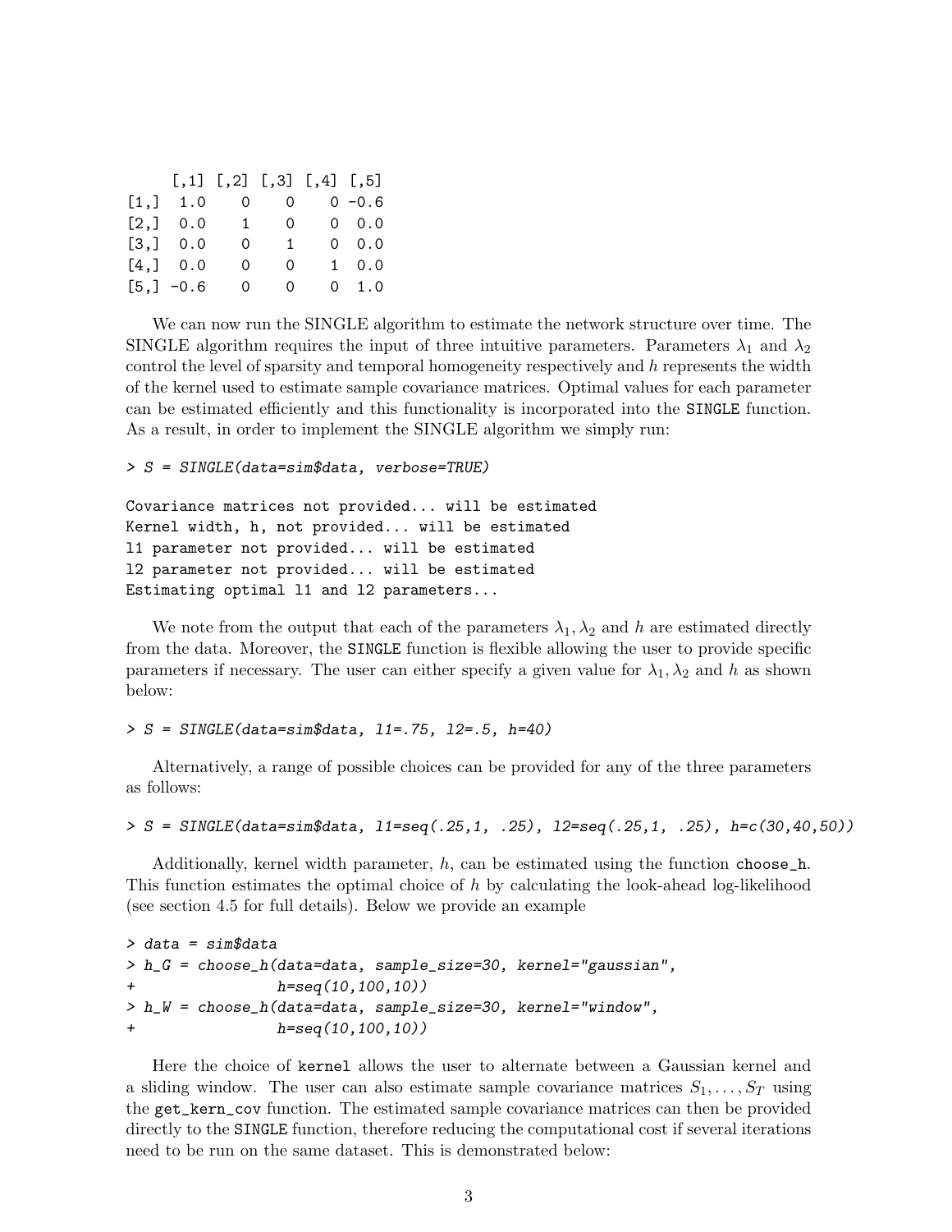```
     [,1] [,2] [,3] [,4] [,5]
[1,]  1.0    0    0    0 -0.6
[2,]  0.0    1    0    0  0.0
[3,]  0.0    0    1    0  0.0
[4,]  0.0    0    0    1  0.0
[5,] -0.6    0    0    0  1.0
```

We can now run the SINGLE algorithm to estimate the network structure over time. The SINGLE algorithm requires the input of three intuitive parameters. Parameters $\lambda_1$ and $\lambda_2$ control the level of sparsity and temporal homogeneity respectively and $h$ represents the width of the kernel used to estimate sample covariance matrices. Optimal values for each parameter can be estimated efficiently and this functionality is incorporated into the `SINGLE` function. As a result, in order to implement the SINGLE algorithm we simply run:

```
> S = SINGLE(data=sim$data, verbose=TRUE)

Covariance matrices not provided... will be estimated
Kernel width, h, not provided... will be estimated
l1 parameter not provided... will be estimated
l2 parameter not provided... will be estimated
Estimating optimal l1 and l2 parameters...
```

We note from the output that each of the parameters $\lambda_1, \lambda_2$ and $h$ are estimated directly from the data. Moreover, the `SINGLE` function is flexible allowing the user to provide specific parameters if necessary. The user can either specify a given value for $\lambda_1, \lambda_2$ and $h$ as shown below:

```
> S = SINGLE(data=sim$data, l1=.75, l2=.5, h=40)
```

Alternatively, a range of possible choices can be provided for any of the three parameters as follows:

```
> S = SINGLE(data=sim$data, l1=seq(.25,1, .25), l2=seq(.25,1, .25), h=c(30,40,50))
```

Additionally, kernel width parameter, $h$, can be estimated using the function `choose_h`. This function estimates the optimal choice of $h$ by calculating the look-ahead log-likelihood (see section 4.5 for full details). Below we provide an example

```
> data = sim$data
> h_G = choose_h(data=data, sample_size=30, kernel="gaussian",
+                h=seq(10,100,10))
> h_W = choose_h(data=data, sample_size=30, kernel="window",
+                h=seq(10,100,10))
```

Here the choice of `kernel` allows the user to alternate between a Gaussian kernel and a sliding window. The user can also estimate sample covariance matrices $S_1, \ldots, S_T$ using the `get_kern_cov` function. The estimated sample covariance matrices can then be provided directly to the `SINGLE` function, therefore reducing the computational cost if several iterations need to be run on the same dataset. This is demonstrated below: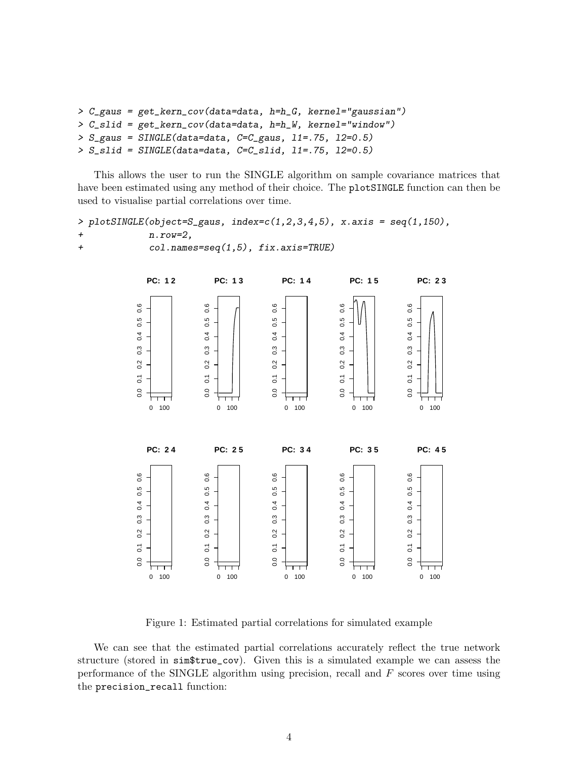```
> C_gaus = get_kern_cov(data=data, h=h_G, kernel="gaussian")
> C_slid = get_kern_cov(data=data, h=h_W, kernel="window")
> S_gaus = SINGLE(data=data, C=C_gaus, l1=.75, l2=0.5)
> S_slid = SINGLE(data=data, C=C_slid, l1=.75, l2=0.5)
```

This allows the user to run the SINGLE algorithm on sample covariance matrices that have been estimated using any method of their choice. The plotSINGLE function can then be used to visualise partial correlations over time.

```
> plotSINGLE(object=S_gaus, index=c(1,2,3,4,5), x.axis = seq(1,150),
+            n.row=2,
+            col.names=seq(1,5), fix.axis=TRUE)
```

Figure 1: Estimated partial correlations for simulated example

We can see that the estimated partial correlations accurately reflect the true network structure (stored in sim$true_cov). Given this is a simulated example we can assess the performance of the SINGLE algorithm using precision, recall and $F$ scores over time using the precision_recall function: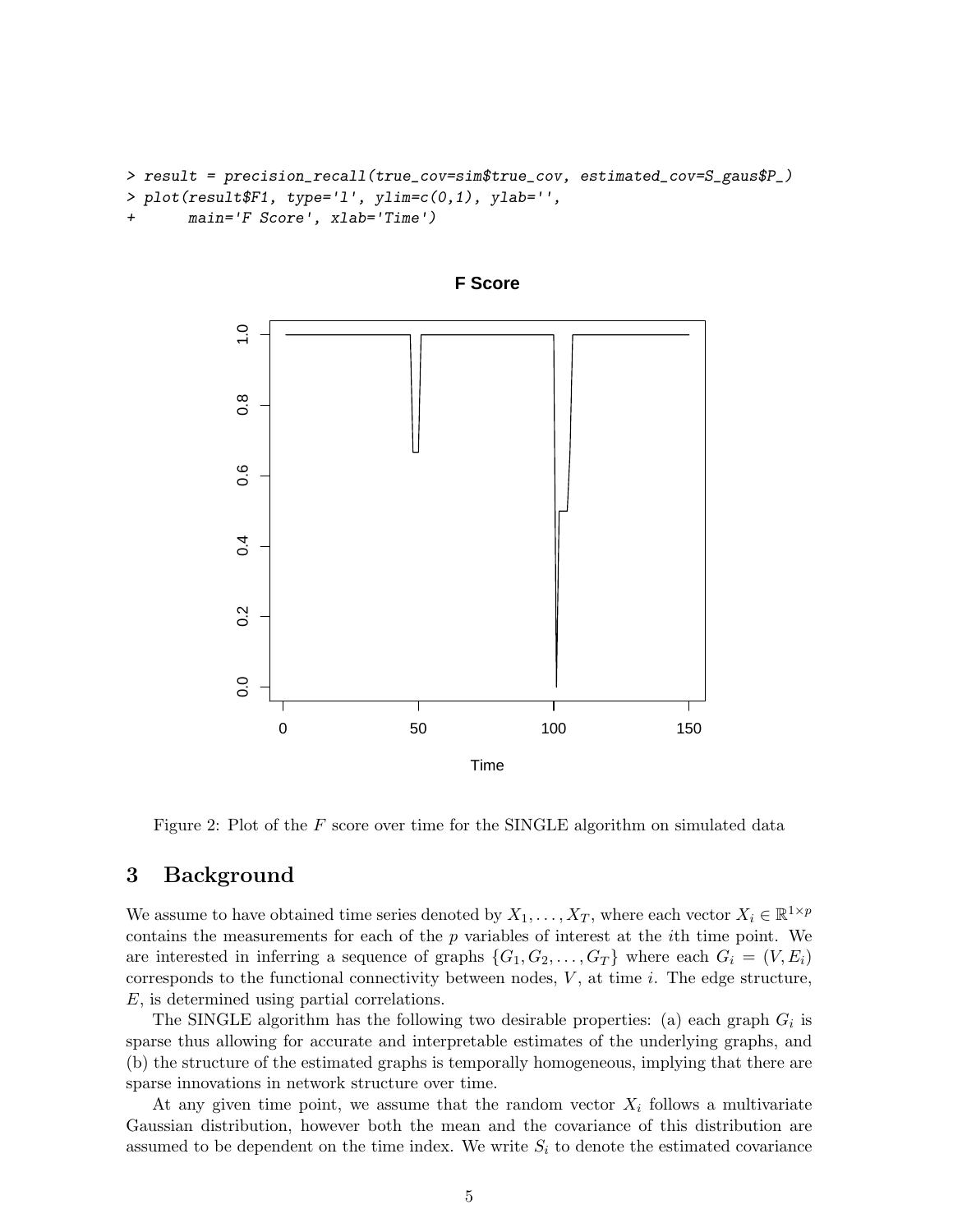```
> result = precision_recall(true_cov=sim$true_cov, estimated_cov=S_gaus$P_)
> plot(result$F1, type='l', ylim=c(0,1), ylab='',
+      main='F Score', xlab='Time')
```

Figure 2: Plot of the $F$ score over time for the SINGLE algorithm on simulated data

## 3 Background

We assume to have obtained time series denoted by $X_1, \ldots, X_T$, where each vector $X_i \in \mathbb{R}^{1 \times p}$ contains the measurements for each of the $p$ variables of interest at the $i$th time point. We are interested in inferring a sequence of graphs $\{G_1, G_2, \ldots, G_T\}$ where each $G_i = (V, E_i)$ corresponds to the functional connectivity between nodes, $V$, at time $i$. The edge structure, $E$, is determined using partial correlations.

The SINGLE algorithm has the following two desirable properties: (a) each graph $G_i$ is sparse thus allowing for accurate and interpretable estimates of the underlying graphs, and (b) the structure of the estimated graphs is temporally homogeneous, implying that there are sparse innovations in network structure over time.

At any given time point, we assume that the random vector $X_i$ follows a multivariate Gaussian distribution, however both the mean and the covariance of this distribution are assumed to be dependent on the time index. We write $S_i$ to denote the estimated covariance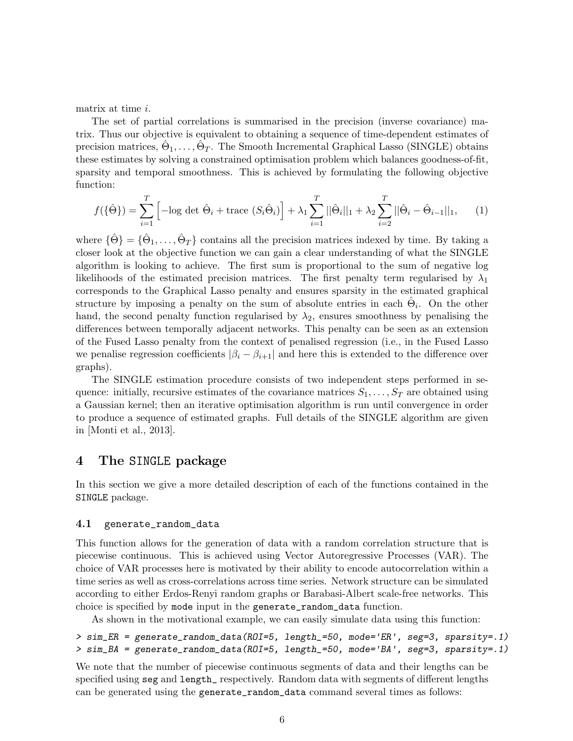matrix at time $i$.

The set of partial correlations is summarised in the precision (inverse covariance) matrix. Thus our objective is equivalent to obtaining a sequence of time-dependent estimates of precision matrices, $\hat{\Theta}_1, \ldots, \hat{\Theta}_T$. The Smooth Incremental Graphical Lasso (SINGLE) obtains these estimates by solving a constrained optimisation problem which balances goodness-of-fit, sparsity and temporal smoothness. This is achieved by formulating the following objective function:

$$f(\{\hat{\Theta}\}) = \sum_{i=1}^{T} \left[ -\log \det \hat{\Theta}_i + \text{trace} \, (S_i \hat{\Theta}_i) \right] + \lambda_1 \sum_{i=1}^{T} ||\hat{\Theta}_i||_1 + \lambda_2 \sum_{i=2}^{T} ||\hat{\Theta}_i - \hat{\Theta}_{i-1}||_1, \quad (1)$$

where $\{\hat{\Theta}\} = \{\hat{\Theta}_1, \ldots, \hat{\Theta}_T\}$ contains all the precision matrices indexed by time. By taking a closer look at the objective function we can gain a clear understanding of what the SINGLE algorithm is looking to achieve. The first sum is proportional to the sum of negative log likelihoods of the estimated precision matrices. The first penalty term regularised by $\lambda_1$ corresponds to the Graphical Lasso penalty and ensures sparsity in the estimated graphical structure by imposing a penalty on the sum of absolute entries in each $\hat{\Theta}_i$. On the other hand, the second penalty function regularised by $\lambda_2$, ensures smoothness by penalising the differences between temporally adjacent networks. This penalty can be seen as an extension of the Fused Lasso penalty from the context of penalised regression (i.e., in the Fused Lasso we penalise regression coefficients $|\beta_i - \beta_{i+1}|$ and here this is extended to the difference over graphs).

The SINGLE estimation procedure consists of two independent steps performed in sequence: initially, recursive estimates of the covariance matrices $S_1, \ldots, S_T$ are obtained using a Gaussian kernel; then an iterative optimisation algorithm is run until convergence in order to produce a sequence of estimated graphs. Full details of the SINGLE algorithm are given in [Monti et al., 2013].

## 4 The SINGLE package

In this section we give a more detailed description of each of the functions contained in the SINGLE package.

### 4.1 generate_random_data

This function allows for the generation of data with a random correlation structure that is piecewise continuous. This is achieved using Vector Autoregressive Processes (VAR). The choice of VAR processes here is motivated by their ability to encode autocorrelation within a time series as well as cross-correlations across time series. Network structure can be simulated according to either Erdos-Renyi random graphs or Barabasi-Albert scale-free networks. This choice is specified by mode input in the generate_random_data function.

As shown in the motivational example, we can easily simulate data using this function:

```
> sim_ER = generate_random_data(ROI=5, length_=50, mode='ER', seg=3, sparsity=.1)
> sim_BA = generate_random_data(ROI=5, length_=50, mode='BA', seg=3, sparsity=.1)
```

We note that the number of piecewise continuous segments of data and their lengths can be specified using seg and length_ respectively. Random data with segments of different lengths can be generated using the generate_random_data command several times as follows: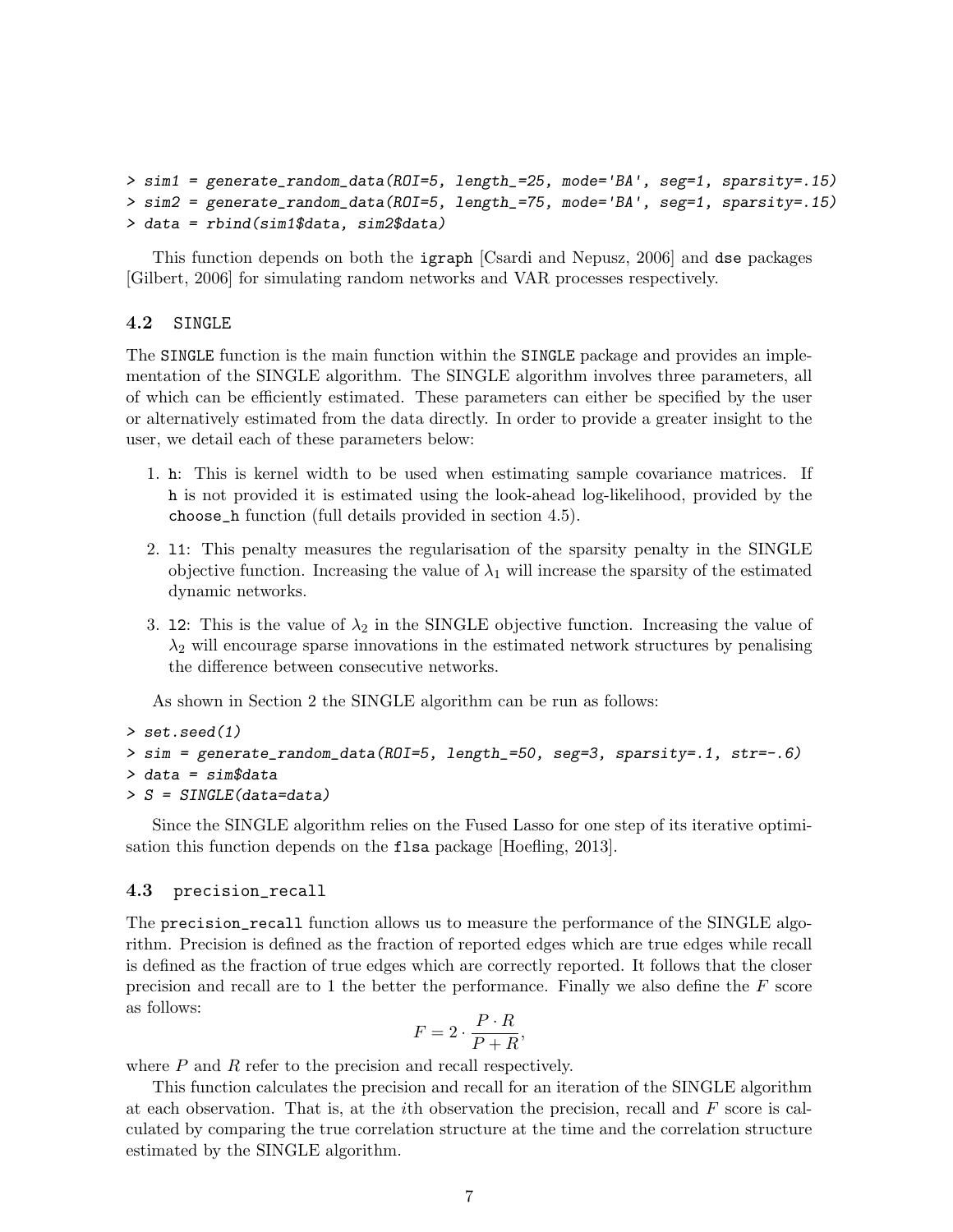```
> sim1 = generate_random_data(ROI=5, length_=25, mode='BA', seg=1, sparsity=.15)
> sim2 = generate_random_data(ROI=5, length_=75, mode='BA', seg=1, sparsity=.15)
> data = rbind(sim1$data, sim2$data)
```

This function depends on both the `igraph` [Csardi and Nepusz, 2006] and `dse` packages [Gilbert, 2006] for simulating random networks and VAR processes respectively.

### 4.2 `SINGLE`

The `SINGLE` function is the main function within the `SINGLE` package and provides an implementation of the SINGLE algorithm. The SINGLE algorithm involves three parameters, all of which can be efficiently estimated. These parameters can either be specified by the user or alternatively estimated from the data directly. In order to provide a greater insight to the user, we detail each of these parameters below:

1. `h`: This is kernel width to be used when estimating sample covariance matrices. If `h` is not provided it is estimated using the look-ahead log-likelihood, provided by the `choose_h` function (full details provided in section 4.5).
2. `l1`: This penalty measures the regularisation of the sparsity penalty in the SINGLE objective function. Increasing the value of $\lambda_1$ will increase the sparsity of the estimated dynamic networks.
3. `l2`: This is the value of $\lambda_2$ in the SINGLE objective function. Increasing the value of $\lambda_2$ will encourage sparse innovations in the estimated network structures by penalising the difference between consecutive networks.

As shown in Section 2 the SINGLE algorithm can be run as follows:

```
> set.seed(1)
> sim = generate_random_data(ROI=5, length_=50, seg=3, sparsity=.1, str=-.6)
> data = sim$data
> S = SINGLE(data=data)
```

Since the SINGLE algorithm relies on the Fused Lasso for one step of its iterative optimisation this function depends on the `flsa` package [Hoefling, 2013].

### 4.3 `precision_recall`

The `precision_recall` function allows us to measure the performance of the SINGLE algorithm. Precision is defined as the fraction of reported edges which are true edges while recall is defined as the fraction of true edges which are correctly reported. It follows that the closer precision and recall are to 1 the better the performance. Finally we also define the $F$ score as follows:

$$F = 2 \cdot \frac{P \cdot R}{P + R},$$

where $P$ and $R$ refer to the precision and recall respectively.

This function calculates the precision and recall for an iteration of the SINGLE algorithm at each observation. That is, at the $i$th observation the precision, recall and $F$ score is calculated by comparing the true correlation structure at the time and the correlation structure estimated by the SINGLE algorithm.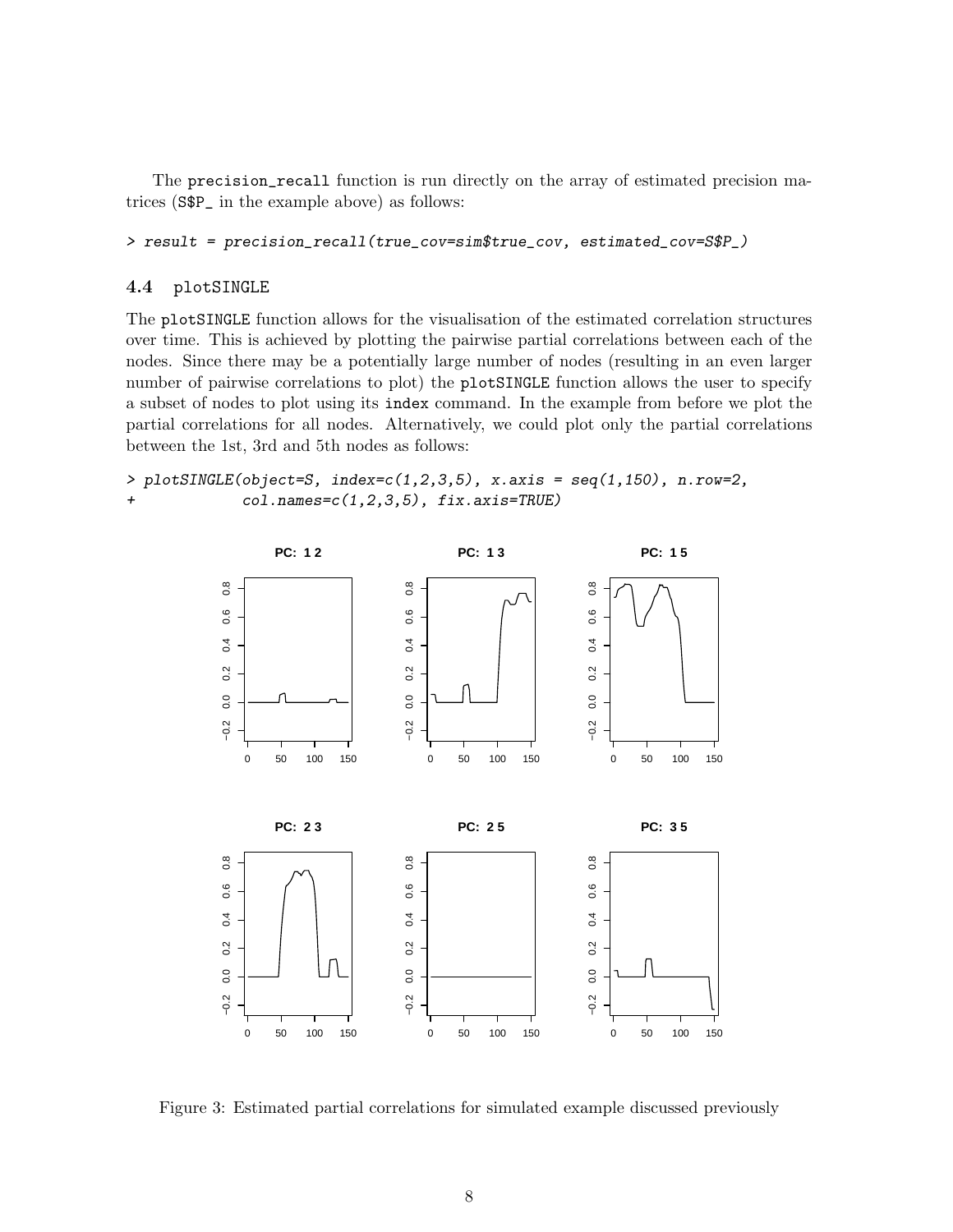The precision_recall function is run directly on the array of estimated precision matrices (S$P_ in the example above) as follows:

```
> result = precision_recall(true_cov=sim$true_cov, estimated_cov=S$P_)
```

### 4.4 plotSINGLE

The plotSINGLE function allows for the visualisation of the estimated correlation structures over time. This is achieved by plotting the pairwise partial correlations between each of the nodes. Since there may be a potentially large number of nodes (resulting in an even larger number of pairwise correlations to plot) the plotSINGLE function allows the user to specify a subset of nodes to plot using its index command. In the example from before we plot the partial correlations for all nodes. Alternatively, we could plot only the partial correlations between the 1st, 3rd and 5th nodes as follows:

```
> plotSINGLE(object=S, index=c(1,2,3,5), x.axis = seq(1,150), n.row=2,
+            col.names=c(1,2,3,5), fix.axis=TRUE)
```

Figure 3: Estimated partial correlations for simulated example discussed previously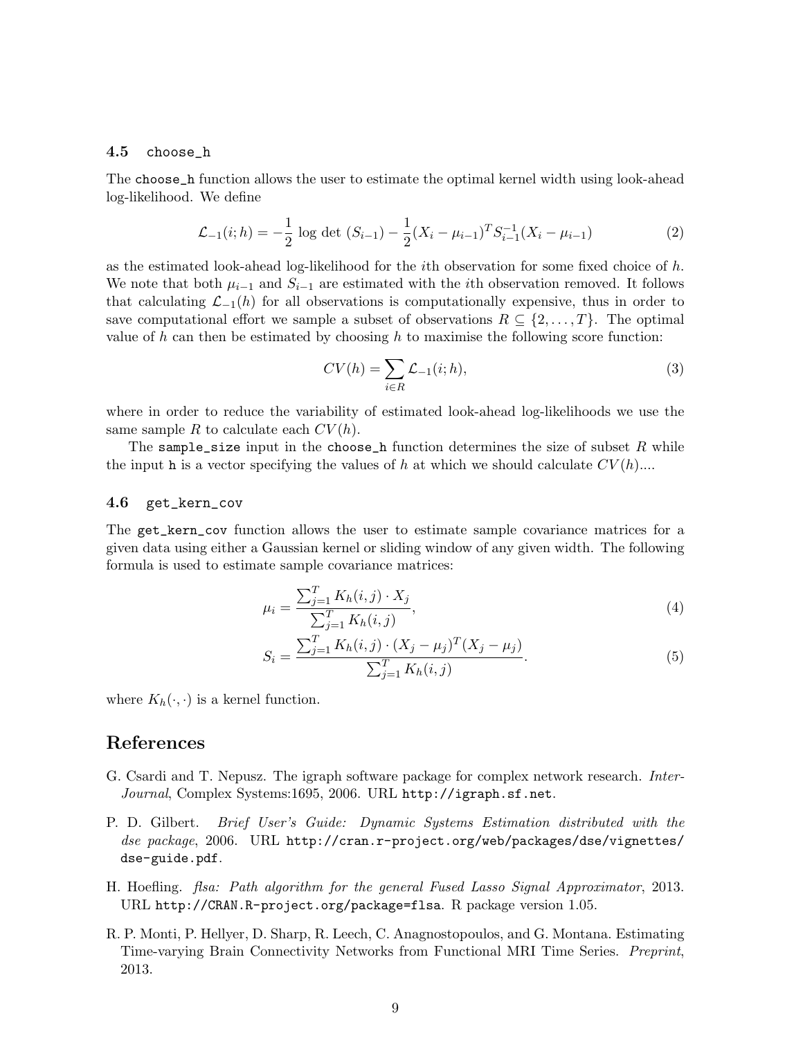### 4.5 `choose_h`

The `choose_h` function allows the user to estimate the optimal kernel width using look-ahead log-likelihood. We define

$$\mathcal{L}_{-1}(i; h) = -\frac{1}{2} \log \det (S_{i-1}) - \frac{1}{2}(X_i - \mu_{i-1})^T S_{i-1}^{-1}(X_i - \mu_{i-1}) \tag{2}$$

as the estimated look-ahead log-likelihood for the $i$th observation for some fixed choice of $h$. We note that both $\mu_{i-1}$ and $S_{i-1}$ are estimated with the $i$th observation removed. It follows that calculating $\mathcal{L}_{-1}(h)$ for all observations is computationally expensive, thus in order to save computational effort we sample a subset of observations $R \subseteq \{2, \dots, T\}$. The optimal value of $h$ can then be estimated by choosing $h$ to maximise the following score function:

$$CV(h) = \sum_{i \in R} \mathcal{L}_{-1}(i; h), \tag{3}$$

where in order to reduce the variability of estimated look-ahead log-likelihoods we use the same sample $R$ to calculate each $CV(h)$.

The `sample_size` input in the `choose_h` function determines the size of subset $R$ while the input `h` is a vector specifying the values of $h$ at which we should calculate $CV(h)$....

### 4.6 `get_kern_cov`

The `get_kern_cov` function allows the user to estimate sample covariance matrices for a given data using either a Gaussian kernel or sliding window of any given width. The following formula is used to estimate sample covariance matrices:

$$\mu_i = \frac{\sum_{j=1}^{T} K_h(i,j) \cdot X_j}{\sum_{j=1}^{T} K_h(i,j)}, \tag{4}$$

$$S_i = \frac{\sum_{j=1}^{T} K_h(i,j) \cdot (X_j - \mu_j)^T (X_j - \mu_j)}{\sum_{j=1}^{T} K_h(i,j)}. \tag{5}$$

where $K_h(\cdot, \cdot)$ is a kernel function.

## References

G. Csardi and T. Nepusz. The igraph software package for complex network research. *InterJournal*, Complex Systems:1695, 2006. URL `http://igraph.sf.net`.

P. D. Gilbert. *Brief User's Guide: Dynamic Systems Estimation distributed with the dse package*, 2006. URL `http://cran.r-project.org/web/packages/dse/vignettes/dse-guide.pdf`.

H. Hoefling. *flsa: Path algorithm for the general Fused Lasso Signal Approximator*, 2013. URL `http://CRAN.R-project.org/package=flsa`. R package version 1.05.

R. P. Monti, P. Hellyer, D. Sharp, R. Leech, C. Anagnostopoulos, and G. Montana. Estimating Time-varying Brain Connectivity Networks from Functional MRI Time Series. *Preprint*, 2013.